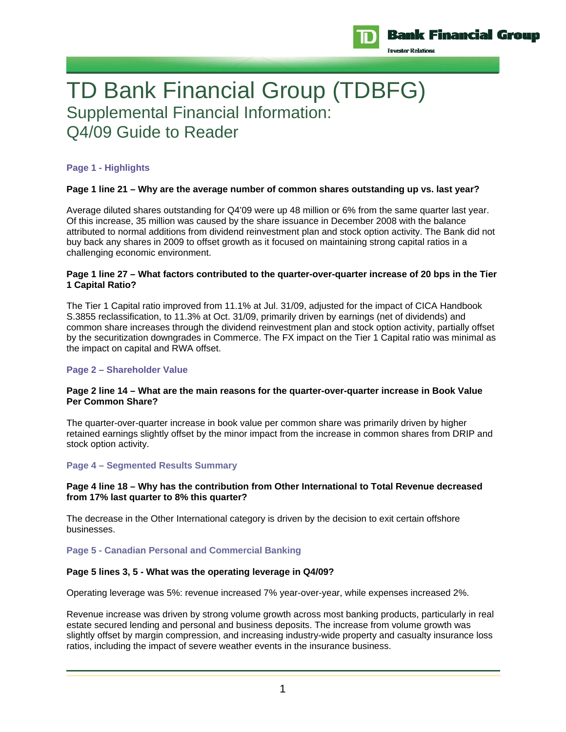# TD Bank Financial Group (TDBFG)

## Supplemental Financial Information:
## Q4/09 Guide to Reader

### Page 1 - Highlights

**Page 1 line 21 – Why are the average number of common shares outstanding up vs. last year?**

Average diluted shares outstanding for Q4'09 were up 48 million or 6% from the same quarter last year. Of this increase, 35 million was caused by the share issuance in December 2008 with the balance attributed to normal additions from dividend reinvestment plan and stock option activity. The Bank did not buy back any shares in 2009 to offset growth as it focused on maintaining strong capital ratios in a challenging economic environment.

**Page 1 line 27 – What factors contributed to the quarter-over-quarter increase of 20 bps in the Tier 1 Capital Ratio?**

The Tier 1 Capital ratio improved from 11.1% at Jul. 31/09, adjusted for the impact of CICA Handbook S.3855 reclassification, to 11.3% at Oct. 31/09, primarily driven by earnings (net of dividends) and common share increases through the dividend reinvestment plan and stock option activity, partially offset by the securitization downgrades in Commerce. The FX impact on the Tier 1 Capital ratio was minimal as the impact on capital and RWA offset.

### Page 2 – Shareholder Value

**Page 2 line 14 – What are the main reasons for the quarter-over-quarter increase in Book Value Per Common Share?**

The quarter-over-quarter increase in book value per common share was primarily driven by higher retained earnings slightly offset by the minor impact from the increase in common shares from DRIP and stock option activity.

### Page 4 – Segmented Results Summary

**Page 4 line 18 – Why has the contribution from Other International to Total Revenue decreased from 17% last quarter to 8% this quarter?**

The decrease in the Other International category is driven by the decision to exit certain offshore businesses.

### Page 5 - Canadian Personal and Commercial Banking

**Page 5 lines 3, 5 - What was the operating leverage in Q4/09?**

Operating leverage was 5%: revenue increased 7% year-over-year, while expenses increased 2%.

Revenue increase was driven by strong volume growth across most banking products, particularly in real estate secured lending and personal and business deposits. The increase from volume growth was slightly offset by margin compression, and increasing industry-wide property and casualty insurance loss ratios, including the impact of severe weather events in the insurance business.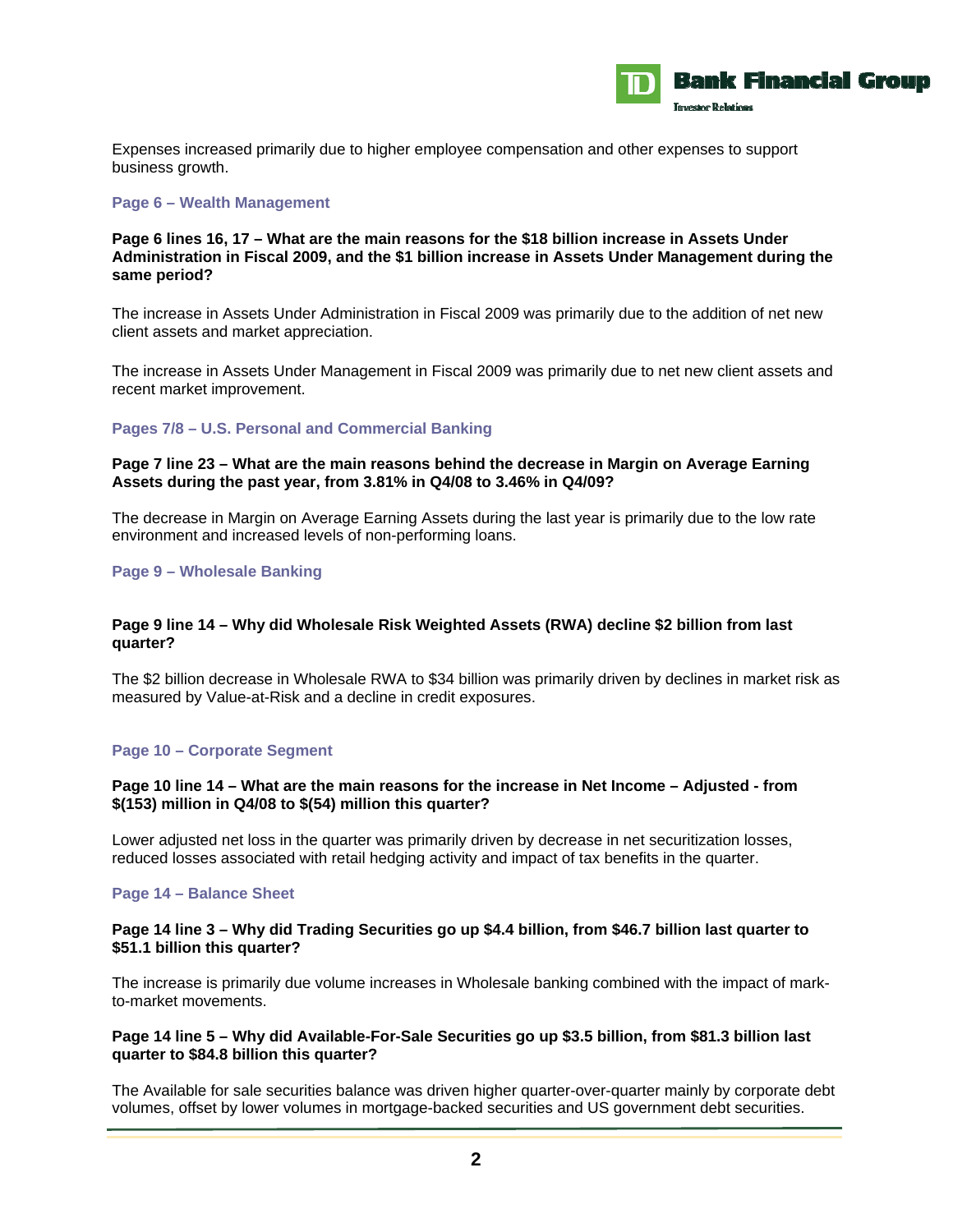Expenses increased primarily due to higher employee compensation and other expenses to support business growth.

### Page 6 – Wealth Management

**Page 6 lines 16, 17 – What are the main reasons for the $18 billion increase in Assets Under Administration in Fiscal 2009, and the $1 billion increase in Assets Under Management during the same period?**

The increase in Assets Under Administration in Fiscal 2009 was primarily due to the addition of net new client assets and market appreciation.

The increase in Assets Under Management in Fiscal 2009 was primarily due to net new client assets and recent market improvement.

### Pages 7/8 – U.S. Personal and Commercial Banking

**Page 7 line 23 – What are the main reasons behind the decrease in Margin on Average Earning Assets during the past year, from 3.81% in Q4/08 to 3.46% in Q4/09?**

The decrease in Margin on Average Earning Assets during the last year is primarily due to the low rate environment and increased levels of non-performing loans.

### Page 9 – Wholesale Banking

**Page 9 line 14 – Why did Wholesale Risk Weighted Assets (RWA) decline $2 billion from last quarter?**

The $2 billion decrease in Wholesale RWA to $34 billion was primarily driven by declines in market risk as measured by Value-at-Risk and a decline in credit exposures.

### Page 10 – Corporate Segment

**Page 10 line 14 – What are the main reasons for the increase in Net Income – Adjusted - from $(153) million in Q4/08 to $(54) million this quarter?**

Lower adjusted net loss in the quarter was primarily driven by decrease in net securitization losses, reduced losses associated with retail hedging activity and impact of tax benefits in the quarter.

### Page 14 – Balance Sheet

**Page 14 line 3 – Why did Trading Securities go up $4.4 billion, from $46.7 billion last quarter to $51.1 billion this quarter?**

The increase is primarily due volume increases in Wholesale banking combined with the impact of mark-to-market movements.

**Page 14 line 5 – Why did Available-For-Sale Securities go up $3.5 billion, from $81.3 billion last quarter to $84.8 billion this quarter?**

The Available for sale securities balance was driven higher quarter-over-quarter mainly by corporate debt volumes, offset by lower volumes in mortgage-backed securities and US government debt securities.